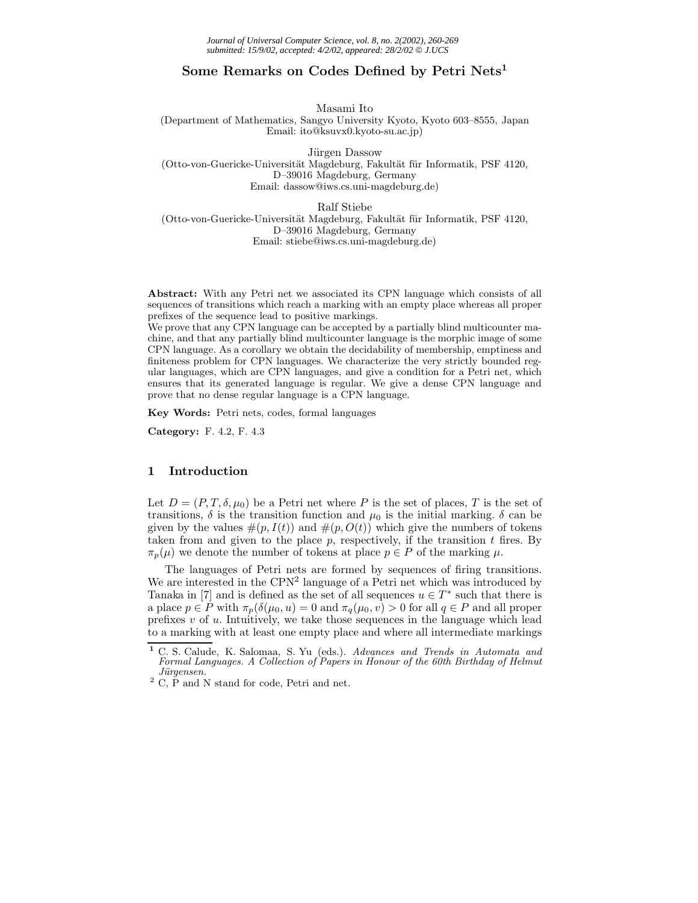# Some Remarks on Codes Defined by Petri Nets[1]

Masami Ito
(Department of Mathematics, Sangyo University Kyoto, Kyoto 603–8555, Japan
Email: ito@ksuvx0.kyoto-su.ac.jp)

Jürgen Dassow
(Otto-von-Guericke-Universität Magdeburg, Fakultät für Informatik, PSF 4120,
D–39016 Magdeburg, Germany
Email: dassow@iws.cs.uni-magdeburg.de)

Ralf Stiebe
(Otto-von-Guericke-Universität Magdeburg, Fakultät für Informatik, PSF 4120,
D–39016 Magdeburg, Germany
Email: stiebe@iws.cs.uni-magdeburg.de)

**Abstract:** With any Petri net we associated its CPN language which consists of all sequences of transitions which reach a marking with an empty place whereas all proper prefixes of the sequence lead to positive markings.
We prove that any CPN language can be accepted by a partially blind multicounter machine, and that any partially blind multicounter language is the morphic image of some CPN language. As a corollary we obtain the decidability of membership, emptiness and finiteness problem for CPN languages. We characterize the very strictly bounded regular languages, which are CPN languages, and give a condition for a Petri net, which ensures that its generated language is regular. We give a dense CPN language and prove that no dense regular language is a CPN language.

**Key Words:** Petri nets, codes, formal languages

**Category:** F. 4.2, F. 4.3

## 1 Introduction

Let $D = (P, T, \delta, \mu_0)$ be a Petri net where $P$ is the set of places, $T$ is the set of transitions, $\delta$ is the transition function and $\mu_0$ is the initial marking. $\delta$ can be given by the values $\#(p, I(t))$ and $\#(p, O(t))$ which give the numbers of tokens taken from and given to the place $p$, respectively, if the transition $t$ fires. By $\pi_p(\mu)$ we denote the number of tokens at place $p \in P$ of the marking $\mu$.

The languages of Petri nets are formed by sequences of firing transitions. We are interested in the CPN[2] language of a Petri net which was introduced by Tanaka in [7] and is defined as the set of all sequences $u \in T^*$ such that there is a place $p \in P$ with $\pi_p(\delta(\mu_0, u) = 0$ and $\pi_q(\mu_0, v) > 0$ for all $q \in P$ and all proper prefixes $v$ of $u$. Intuitively, we take those sequences in the language which lead to a marking with at least one empty place and where all intermediate markings

[1] C. S. Calude, K. Salomaa, S. Yu (eds.). *Advances and Trends in Automata and Formal Languages. A Collection of Papers in Honour of the 60th Birthday of Helmut Jürgensen.*

[2] C, P and N stand for code, Petri and net.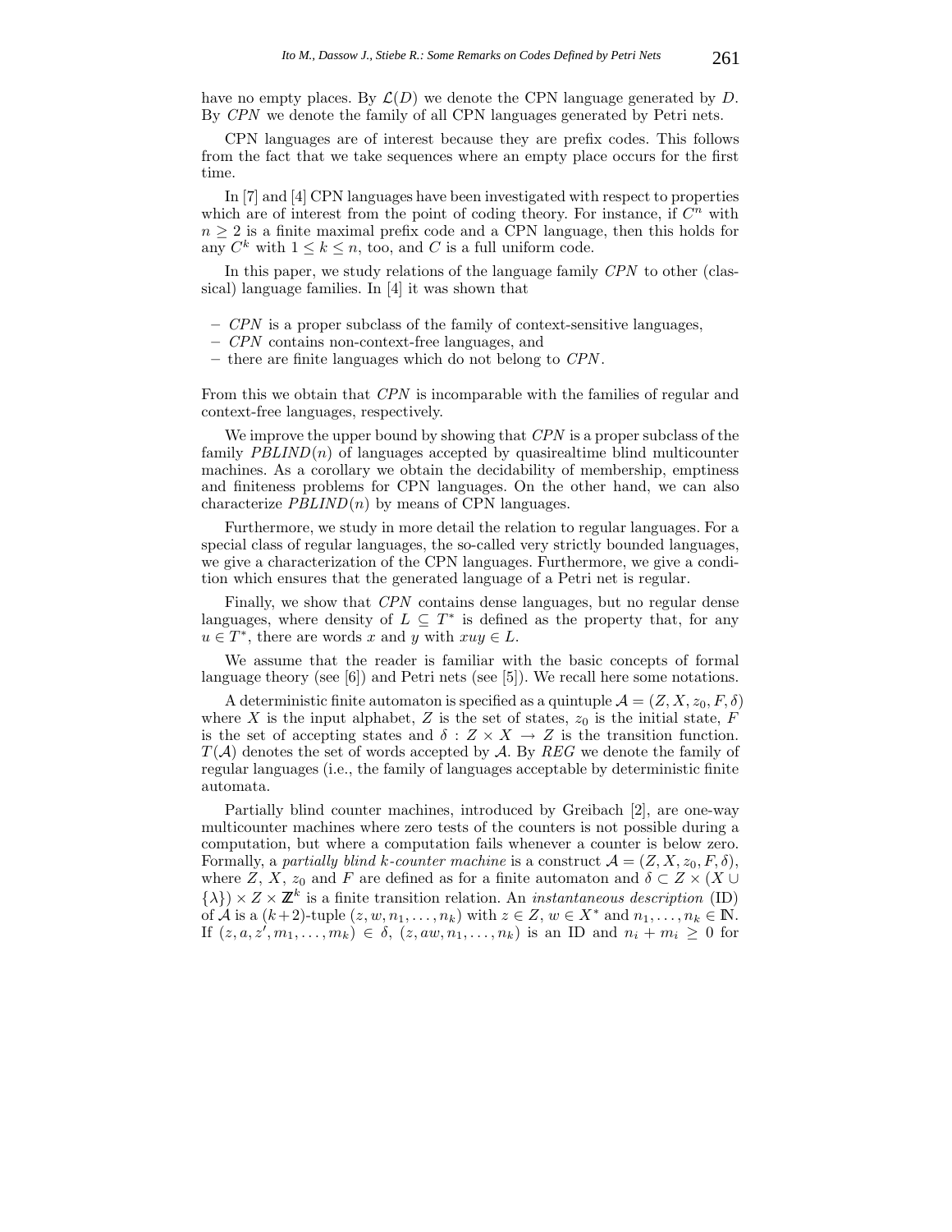have no empty places. By $\mathcal{L}(D)$ we denote the CPN language generated by $D$. By *CPN* we denote the family of all CPN languages generated by Petri nets.

CPN languages are of interest because they are prefix codes. This follows from the fact that we take sequences where an empty place occurs for the first time.

In [7] and [4] CPN languages have been investigated with respect to properties which are of interest from the point of coding theory. For instance, if $C^n$ with $n \geq 2$ is a finite maximal prefix code and a CPN language, then this holds for any $C^k$ with $1 \leq k \leq n$, too, and $C$ is a full uniform code.

In this paper, we study relations of the language family *CPN* to other (classical) language families. In [4] it was shown that

- *CPN* is a proper subclass of the family of context-sensitive languages,
- *CPN* contains non-context-free languages, and
- there are finite languages which do not belong to *CPN*.

From this we obtain that *CPN* is incomparable with the families of regular and context-free languages, respectively.

We improve the upper bound by showing that *CPN* is a proper subclass of the family *PBLIND*($n$) of languages accepted by quasirealtime blind multicounter machines. As a corollary we obtain the decidability of membership, emptiness and finiteness problems for CPN languages. On the other hand, we can also characterize *PBLIND*($n$) by means of CPN languages.

Furthermore, we study in more detail the relation to regular languages. For a special class of regular languages, the so-called very strictly bounded languages, we give a characterization of the CPN languages. Furthermore, we give a condition which ensures that the generated language of a Petri net is regular.

Finally, we show that *CPN* contains dense languages, but no regular dense languages, where density of $L \subseteq T^*$ is defined as the property that, for any $u \in T^*$, there are words $x$ and $y$ with $xuy \in L$.

We assume that the reader is familiar with the basic concepts of formal language theory (see [6]) and Petri nets (see [5]). We recall here some notations.

A deterministic finite automaton is specified as a quintuple $\mathcal{A} = (Z, X, z_0, F, \delta)$ where $X$ is the input alphabet, $Z$ is the set of states, $z_0$ is the initial state, $F$ is the set of accepting states and $\delta : Z \times X \to Z$ is the transition function. $T(\mathcal{A})$ denotes the set of words accepted by $\mathcal{A}$. By *REG* we denote the family of regular languages (i.e., the family of languages acceptable by deterministic finite automata.

Partially blind counter machines, introduced by Greibach [2], are one-way multicounter machines where zero tests of the counters is not possible during a computation, but where a computation fails whenever a counter is below zero. Formally, a *partially blind k-counter machine* is a construct $\mathcal{A} = (Z, X, z_0, F, \delta)$, where $Z$, $X$, $z_0$ and $F$ are defined as for a finite automaton and $\delta \subset Z \times (X \cup \{\lambda\}) \times Z \times \mathbb{Z}^k$ is a finite transition relation. An *instantaneous description* (ID) of $\mathcal{A}$ is a $(k+2)$-tuple $(z, w, n_1, \ldots, n_k)$ with $z \in Z$, $w \in X^*$ and $n_1, \ldots, n_k \in \mathbb{N}$. If $(z, a, z', m_1, \ldots, m_k) \in \delta$, $(z, aw, n_1, \ldots, n_k)$ is an ID and $n_i + m_i \geq 0$ for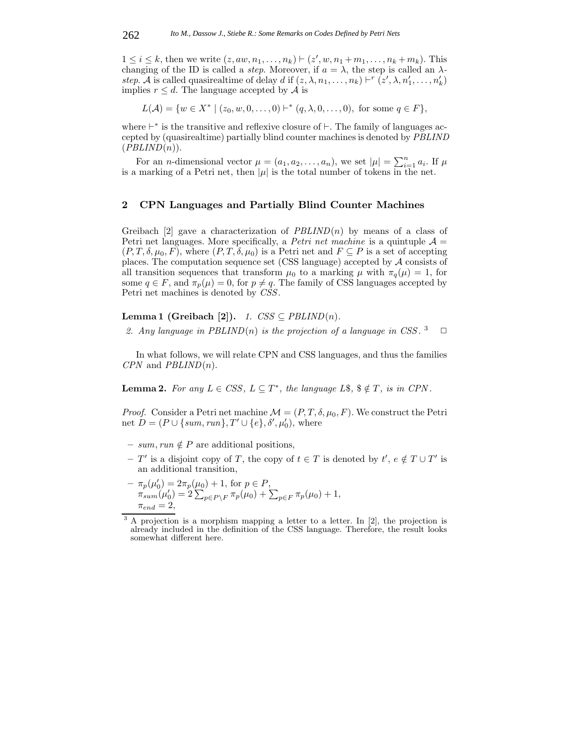$1 \leq i \leq k$, then we write $(z, aw, n_1, \ldots, n_k) \vdash (z', w, n_1 + m_1, \ldots, n_k + m_k)$. This changing of the ID is called a *step*. Moreover, if $a = \lambda$, the step is called an $\lambda$-*step*. $\mathcal{A}$ is called quasirealtime of delay $d$ if $(z, \lambda, n_1, \ldots, n_k) \vdash^r (z', \lambda, n'_1, \ldots, n'_k)$ implies $r \leq d$. The language accepted by $\mathcal{A}$ is

$$L(\mathcal{A}) = \{w \in X^* \mid (z_0, w, 0, \ldots, 0) \vdash^* (q, \lambda, 0, \ldots, 0), \text{ for some } q \in F\},$$

where $\vdash^*$ is the transitive and reflexive closure of $\vdash$. The family of languages accepted by (quasirealtime) partially blind counter machines is denoted by *PBLIND* (*PBLIND*$(n)$).

For an $n$-dimensional vector $\mu = (a_1, a_2, \ldots, a_n)$, we set $|\mu| = \sum_{i=1}^{n} a_i$. If $\mu$ is a marking of a Petri net, then $|\mu|$ is the total number of tokens in the net.

## 2 CPN Languages and Partially Blind Counter Machines

Greibach [2] gave a characterization of *PBLIND*$(n)$ by means of a class of Petri net languages. More specifically, a *Petri net machine* is a quintuple $\mathcal{A} = (P, T, \delta, \mu_0, F)$, where $(P, T, \delta, \mu_0)$ is a Petri net and $F \subseteq P$ is a set of accepting places. The computation sequence set (CSS language) accepted by $\mathcal{A}$ consists of all transition sequences that transform $\mu_0$ to a marking $\mu$ with $\pi_q(\mu) = 1$, for some $q \in F$, and $\pi_p(\mu) = 0$, for $p \neq q$. The family of CSS languages accepted by Petri net machines is denoted by *CSS*.

**Lemma 1 (Greibach [2]).** *1. CSS $\subseteq$ PBLIND$(n)$.*

*2. Any language in PBLIND$(n)$ is the projection of a language in CSS.* [3] $\square$

In what follows, we will relate CPN and CSS languages, and thus the families *CPN* and *PBLIND*$(n)$.

**Lemma 2.** *For any $L \in$ CSS, $L \subseteq T^*$, the language $L\$$, $\$ \notin T$, is in CPN.*

*Proof.* Consider a Petri net machine $\mathcal{M} = (P, T, \delta, \mu_0, F)$. We construct the Petri net $D = (P \cup \{sum, run\}, T' \cup \{e\}, \delta', \mu'_0)$, where

- $sum, run \notin P$ are additional positions,
- $T'$ is a disjoint copy of $T$, the copy of $t \in T$ is denoted by $t'$, $e \notin T \cup T'$ is an additional transition,
- $\pi_p(\mu'_0) = 2\pi_p(\mu_0) + 1$, for $p \in P$,
  $\pi_{sum}(\mu'_0) = 2\sum_{p \in P \setminus F} \pi_p(\mu_0) + \sum_{p \in F} \pi_p(\mu_0) + 1$,
  $\pi_{end} = 2$,

[3] A projection is a morphism mapping a letter to a letter. In [2], the projection is already included in the definition of the CSS language. Therefore, the result looks somewhat different here.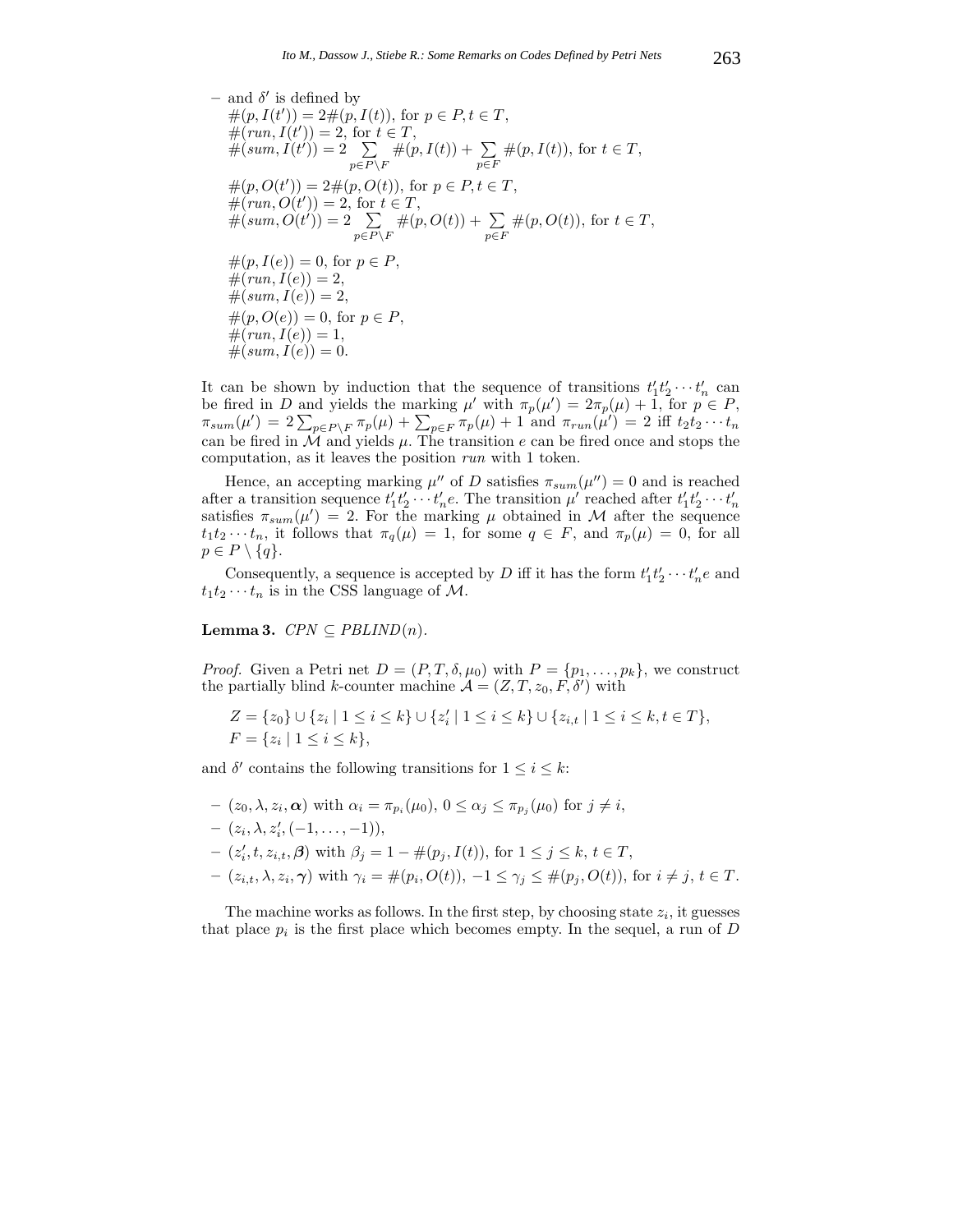– and $\delta'$ is defined by
$\#(p, I(t')) = 2\#(p, I(t))$, for $p \in P, t \in T$,
$\#(run, I(t')) = 2$, for $t \in T$,
$\#(sum, I(t')) = 2 \sum_{p \in P \setminus F} \#(p, I(t)) + \sum_{p \in F} \#(p, I(t))$, for $t \in T$,

$\#(p, O(t')) = 2\#(p, O(t))$, for $p \in P, t \in T$,
$\#(run, O(t')) = 2$, for $t \in T$,
$\#(sum, O(t')) = 2 \sum_{p \in P \setminus F} \#(p, O(t)) + \sum_{p \in F} \#(p, O(t))$, for $t \in T$,

$\#(p, I(e)) = 0$, for $p \in P$,
$\#(run, I(e)) = 2$,
$\#(sum, I(e)) = 2$,
$\#(p, O(e)) = 0$, for $p \in P$,
$\#(run, I(e)) = 1$,
$\#(sum, I(e)) = 0$.

It can be shown by induction that the sequence of transitions $t'_1 t'_2 \cdots t'_n$ can be fired in $D$ and yields the marking $\mu'$ with $\pi_p(\mu') = 2\pi_p(\mu) + 1$, for $p \in P$, $\pi_{sum}(\mu') = 2\sum_{p \in P \setminus F} \pi_p(\mu) + \sum_{p \in F} \pi_p(\mu) + 1$ and $\pi_{run}(\mu') = 2$ iff $t_2 t_2 \cdots t_n$ can be fired in $\mathcal{M}$ and yields $\mu$. The transition $e$ can be fired once and stops the computation, as it leaves the position *run* with 1 token.

Hence, an accepting marking $\mu''$ of $D$ satisfies $\pi_{sum}(\mu'') = 0$ and is reached after a transition sequence $t'_1 t'_2 \cdots t'_n e$. The transition $\mu'$ reached after $t'_1 t'_2 \cdots t'_n$ satisfies $\pi_{sum}(\mu') = 2$. For the marking $\mu$ obtained in $\mathcal{M}$ after the sequence $t_1 t_2 \cdots t_n$, it follows that $\pi_q(\mu) = 1$, for some $q \in F$, and $\pi_p(\mu) = 0$, for all $p \in P \setminus \{q\}$.

Consequently, a sequence is accepted by $D$ iff it has the form $t'_1 t'_2 \cdots t'_n e$ and $t_1 t_2 \cdots t_n$ is in the CSS language of $\mathcal{M}$.

**Lemma 3.** *CPN* $\subseteq$ *PBLIND*$(n)$.

*Proof.* Given a Petri net $D = (P, T, \delta, \mu_0)$ with $P = \{p_1, \ldots, p_k\}$, we construct the partially blind $k$-counter machine $\mathcal{A} = (Z, T, z_0, F, \delta')$ with

$$Z = \{z_0\} \cup \{z_i \mid 1 \leq i \leq k\} \cup \{z'_i \mid 1 \leq i \leq k\} \cup \{z_{i,t} \mid 1 \leq i \leq k, t \in T\},$$
$$F = \{z_i \mid 1 \leq i \leq k\},$$

and $\delta'$ contains the following transitions for $1 \leq i \leq k$:

– $(z_0, \lambda, z_i, \boldsymbol{\alpha})$ with $\alpha_i = \pi_{p_i}(\mu_0)$, $0 \leq \alpha_j \leq \pi_{p_j}(\mu_0)$ for $j \neq i$,
– $(z_i, \lambda, z'_i, (-1, \ldots, -1))$,
– $(z'_i, t, z_{i,t}, \boldsymbol{\beta})$ with $\beta_j = 1 - \#(p_j, I(t))$, for $1 \leq j \leq k$, $t \in T$,
– $(z_{i,t}, \lambda, z_i, \boldsymbol{\gamma})$ with $\gamma_i = \#(p_i, O(t))$, $-1 \leq \gamma_j \leq \#(p_j, O(t))$, for $i \neq j$, $t \in T$.

The machine works as follows. In the first step, by choosing state $z_i$, it guesses that place $p_i$ is the first place which becomes empty. In the sequel, a run of $D$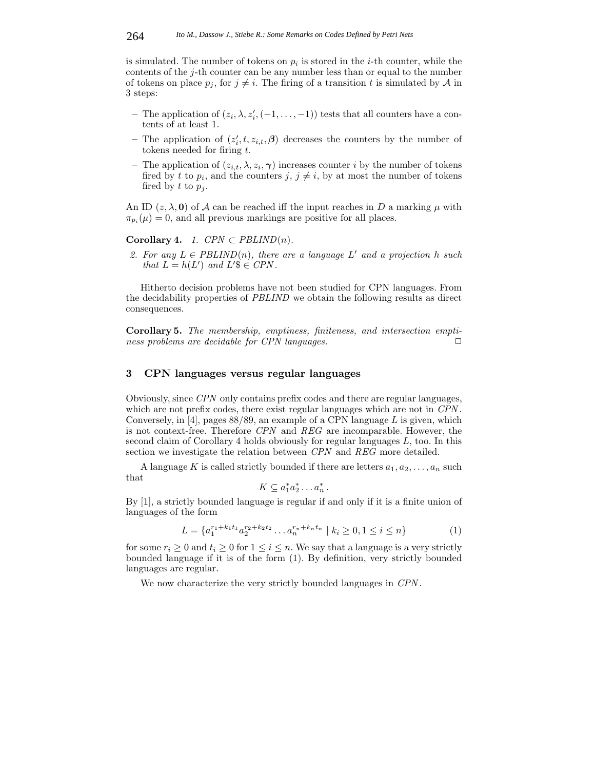is simulated. The number of tokens on $p_i$ is stored in the $i$-th counter, while the contents of the $j$-th counter can be any number less than or equal to the number of tokens on place $p_j$, for $j \neq i$. The firing of a transition $t$ is simulated by $\mathcal{A}$ in 3 steps:

- The application of $(z_i, \lambda, z_i', (-1, \ldots, -1))$ tests that all counters have a contents of at least 1.
- The application of $(z_i', t, z_{i,t}, \boldsymbol{\beta})$ decreases the counters by the number of tokens needed for firing $t$.
- The application of $(z_{i,t}, \lambda, z_i, \boldsymbol{\gamma})$ increases counter $i$ by the number of tokens fired by $t$ to $p_i$, and the counters $j$, $j \neq i$, by at most the number of tokens fired by $t$ to $p_j$.

An ID $(z, \lambda, \mathbf{0})$ of $\mathcal{A}$ can be reached iff the input reaches in $D$ a marking $\mu$ with $\pi_{p_i}(\mu) = 0$, and all previous markings are positive for all places.

**Corollary 4.** *1. $CPN \subset PBLIND(n)$.*

*2. For any $L \in PBLIND(n)$, there are a language $L'$ and a projection $h$ such that $L = h(L')$ and $L'\$ \in CPN$.*

Hitherto decision problems have not been studied for CPN languages. From the decidability properties of *PBLIND* we obtain the following results as direct consequences.

**Corollary 5.** *The membership, emptiness, finiteness, and intersection emptiness problems are decidable for CPN languages.* □

## 3 CPN languages versus regular languages

Obviously, since *CPN* only contains prefix codes and there are regular languages, which are not prefix codes, there exist regular languages which are not in *CPN*. Conversely, in [4], pages 88/89, an example of a CPN language $L$ is given, which is not context-free. Therefore *CPN* and *REG* are incomparable. However, the second claim of Corollary 4 holds obviously for regular languages $L$, too. In this section we investigate the relation between *CPN* and *REG* more detailed.

A language $K$ is called strictly bounded if there are letters $a_1, a_2, \ldots, a_n$ such that

$$K \subseteq a_1^* a_2^* \ldots a_n^* .$$

By [1], a strictly bounded language is regular if and only if it is a finite union of languages of the form

$$L = \{a_1^{r_1+k_1t_1} a_2^{r_2+k_2t_2} \ldots a_n^{r_n+k_nt_n} \mid k_i \geq 0, 1 \leq i \leq n\} \qquad (1)$$

for some $r_i \geq 0$ and $t_i \geq 0$ for $1 \leq i \leq n$. We say that a language is a very strictly bounded language if it is of the form (1). By definition, very strictly bounded languages are regular.

We now characterize the very strictly bounded languages in *CPN*.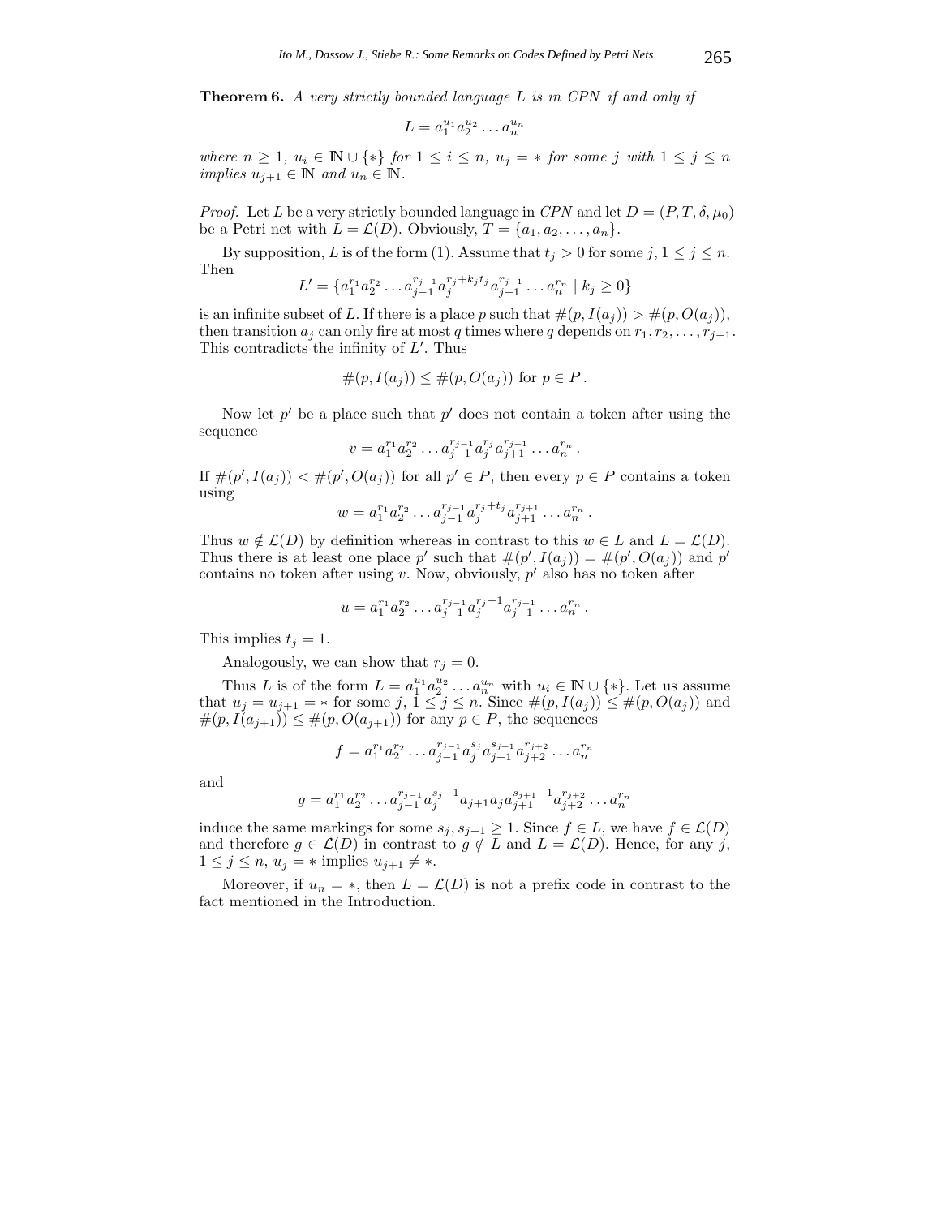**Theorem 6.** *A very strictly bounded language $L$ is in CPN if and only if*

$$L = a_1^{u_1} a_2^{u_2} \dots a_n^{u_n}$$

*where $n \geq 1$, $u_i \in \mathbb{N} \cup \{*\}$ for $1 \leq i \leq n$, $u_j = *$ for some $j$ with $1 \leq j \leq n$ implies $u_{j+1} \in \mathbb{N}$ and $u_n \in \mathbb{N}$.*

*Proof.* Let $L$ be a very strictly bounded language in *CPN* and let $D = (P, T, \delta, \mu_0)$ be a Petri net with $L = \mathcal{L}(D)$. Obviously, $T = \{a_1, a_2, \dots, a_n\}$.

By supposition, $L$ is of the form (1). Assume that $t_j > 0$ for some $j$, $1 \leq j \leq n$. Then

$$L' = \{a_1^{r_1} a_2^{r_2} \dots a_{j-1}^{r_{j-1}} a_j^{r_j + k_j t_j} a_{j+1}^{r_{j+1}} \dots a_n^{r_n} \mid k_j \geq 0\}$$

is an infinite subset of $L$. If there is a place $p$ such that $\#(p, I(a_j)) > \#(p, O(a_j))$, then transition $a_j$ can only fire at most $q$ times where $q$ depends on $r_1, r_2, \dots, r_{j-1}$. This contradicts the infinity of $L'$. Thus

$$\#(p, I(a_j)) \leq \#(p, O(a_j)) \text{ for } p \in P\,.$$

Now let $p'$ be a place such that $p'$ does not contain a token after using the sequence

$$v = a_1^{r_1} a_2^{r_2} \dots a_{j-1}^{r_{j-1}} a_j^{r_j} a_{j+1}^{r_{j+1}} \dots a_n^{r_n}\,.$$

If $\#(p', I(a_j)) < \#(p', O(a_j))$ for all $p' \in P$, then every $p \in P$ contains a token using

$$w = a_1^{r_1} a_2^{r_2} \dots a_{j-1}^{r_{j-1}} a_j^{r_j + t_j} a_{j+1}^{r_{j+1}} \dots a_n^{r_n}\,.$$

Thus $w \notin \mathcal{L}(D)$ by definition whereas in contrast to this $w \in L$ and $L = \mathcal{L}(D)$. Thus there is at least one place $p'$ such that $\#(p', I(a_j)) = \#(p', O(a_j))$ and $p'$ contains no token after using $v$. Now, obviously, $p'$ also has no token after

$$u = a_1^{r_1} a_2^{r_2} \dots a_{j-1}^{r_{j-1}} a_j^{r_j + 1} a_{j+1}^{r_{j+1}} \dots a_n^{r_n}\,.$$

This implies $t_j = 1$.

Analogously, we can show that $r_j = 0$.

Thus $L$ is of the form $L = a_1^{u_1} a_2^{u_2} \dots a_n^{u_n}$ with $u_i \in \mathbb{N} \cup \{*\}$. Let us assume that $u_j = u_{j+1} = *$ for some $j$, $1 \leq j \leq n$. Since $\#(p, I(a_j)) \leq \#(p, O(a_j))$ and $\#(p, I(a_{j+1})) \leq \#(p, O(a_{j+1}))$ for any $p \in P$, the sequences

$$f = a_1^{r_1} a_2^{r_2} \dots a_{j-1}^{r_{j-1}} a_j^{s_j} a_{j+1}^{s_{j+1}} a_{j+2}^{r_{j+2}} \dots a_n^{r_n}$$

and

$$g = a_1^{r_1} a_2^{r_2} \dots a_{j-1}^{r_{j-1}} a_j^{s_j - 1} a_{j+1} a_j a_{j+1}^{s_{j+1} - 1} a_{j+2}^{r_{j+2}} \dots a_n^{r_n}$$

induce the same markings for some $s_j, s_{j+1} \geq 1$. Since $f \in L$, we have $f \in \mathcal{L}(D)$ and therefore $g \in \mathcal{L}(D)$ in contrast to $g \notin L$ and $L = \mathcal{L}(D)$. Hence, for any $j$, $1 \leq j \leq n$, $u_j = *$ implies $u_{j+1} \neq *$.

Moreover, if $u_n = *$, then $L = \mathcal{L}(D)$ is not a prefix code in contrast to the fact mentioned in the Introduction.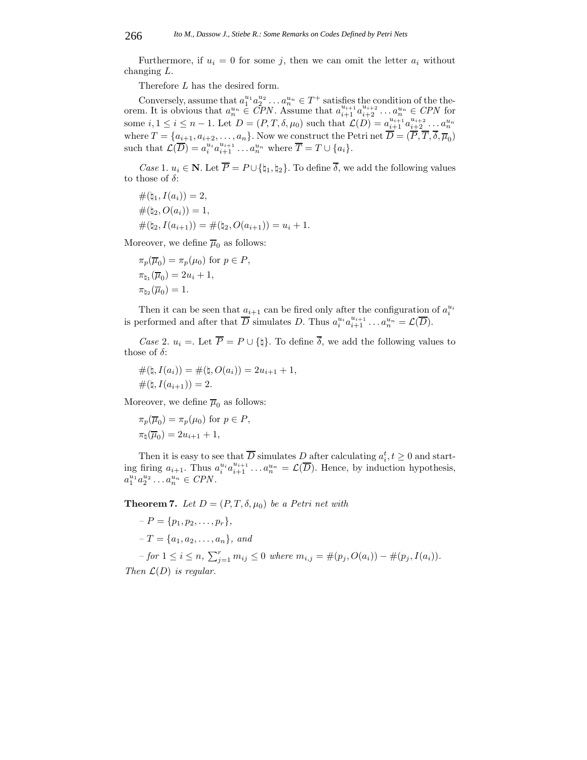Furthermore, if $u_i = 0$ for some $j$, then we can omit the letter $a_i$ without changing $L$.

Therefore $L$ has the desired form.

Conversely, assume that $a_1^{u_1} a_2^{u_2} \ldots a_n^{u_n} \in T^+$ satisfies the condition of the theorem. It is obvious that $a_n^{u_n} \in CPN$. Assume that $a_{i+1}^{u_{i+1}} a_{i+2}^{u_{i+2}} \ldots a_n^{u_n} \in CPN$ for some $i, 1 \leq i \leq n-1$. Let $D = (P, T, \delta, \mu_0)$ such that $\mathcal{L}(D) = a_{i+1}^{u_{i+1}} a_{i+2}^{u_{i+2}} \ldots a_n^{u_n}$ where $T = \{a_{i+1}, a_{i+2}, \ldots, a_n\}$. Now we construct the Petri net $\overline{D} = (\overline{P}, \overline{T}, \overline{\delta}, \overline{\mu}_0)$ such that $\mathcal{L}(\overline{D}) = a_i^{u_i} a_{i+1}^{u_{i+1}} \ldots a_n^{u_n}$ where $\overline{T} = T \cup \{a_i\}$.

*Case* 1. $u_i \in \mathbf{N}$. Let $\overline{P} = P \cup \{\natural_1, \natural_2\}$. To define $\overline{\delta}$, we add the following values to those of $\delta$:

$\#(\natural_1, I(a_i)) = 2,$

$\#(\natural_2, O(a_i)) = 1,$

$\#(\natural_2, I(a_{i+1})) = \#(\natural_2, O(a_{i+1})) = u_i + 1.$

Moreover, we define $\overline{\mu}_0$ as follows:

$\pi_p(\overline{\mu}_0) = \pi_p(\mu_0)$ for $p \in P$,

$\pi_{\natural_1}(\overline{\mu}_0) = 2u_i + 1,$

$\pi_{\natural_2}(\overline{\mu}_0) = 1.$

Then it can be seen that $a_{i+1}$ can be fired only after the configuration of $a_i^{u_i}$ is performed and after that $\overline{D}$ simulates $D$. Thus $a_i^{u_i} a_{i+1}^{u_{i+1}} \ldots a_n^{u_n} = \mathcal{L}(\overline{D})$.

*Case* 2. $u_i =$. Let $\overline{P} = P \cup \{\natural\}$. To define $\overline{\delta}$, we add the following values to those of $\delta$:

$\#(\natural, I(a_i)) = \#(\natural, O(a_i)) = 2u_{i+1} + 1,$

$\#(\natural, I(a_{i+1})) = 2.$

Moreover, we define $\overline{\mu}_0$ as follows:

$\pi_p(\overline{\mu}_0) = \pi_p(\mu_0)$ for $p \in P$,

$\pi_\natural(\overline{\mu}_0) = 2u_{i+1} + 1,$

Then it is easy to see that $\overline{D}$ simulates $D$ after calculating $a_i^t, t \geq 0$ and starting firing $a_{i+1}$. Thus $a_i^{u_i} a_{i+1}^{u_{i+1}} \ldots a_n^{u_n} = \mathcal{L}(\overline{D})$. Hence, by induction hypothesis, $a_1^{u_1} a_2^{u_2} \ldots a_n^{u_n} \in CPN$.

**Theorem 7.** *Let $D = (P, T, \delta, \mu_0)$ be a Petri net with*

– $P = \{p_1, p_2, \ldots, p_r\}$,

– $T = \{a_1, a_2, \ldots, a_n\}$, *and*

– *for* $1 \leq i \leq n$, $\sum_{j=1}^{r} m_{ij} \leq 0$ *where* $m_{i,j} = \#(p_j, O(a_i)) - \#(p_j, I(a_i))$.

*Then $\mathcal{L}(D)$ is regular.*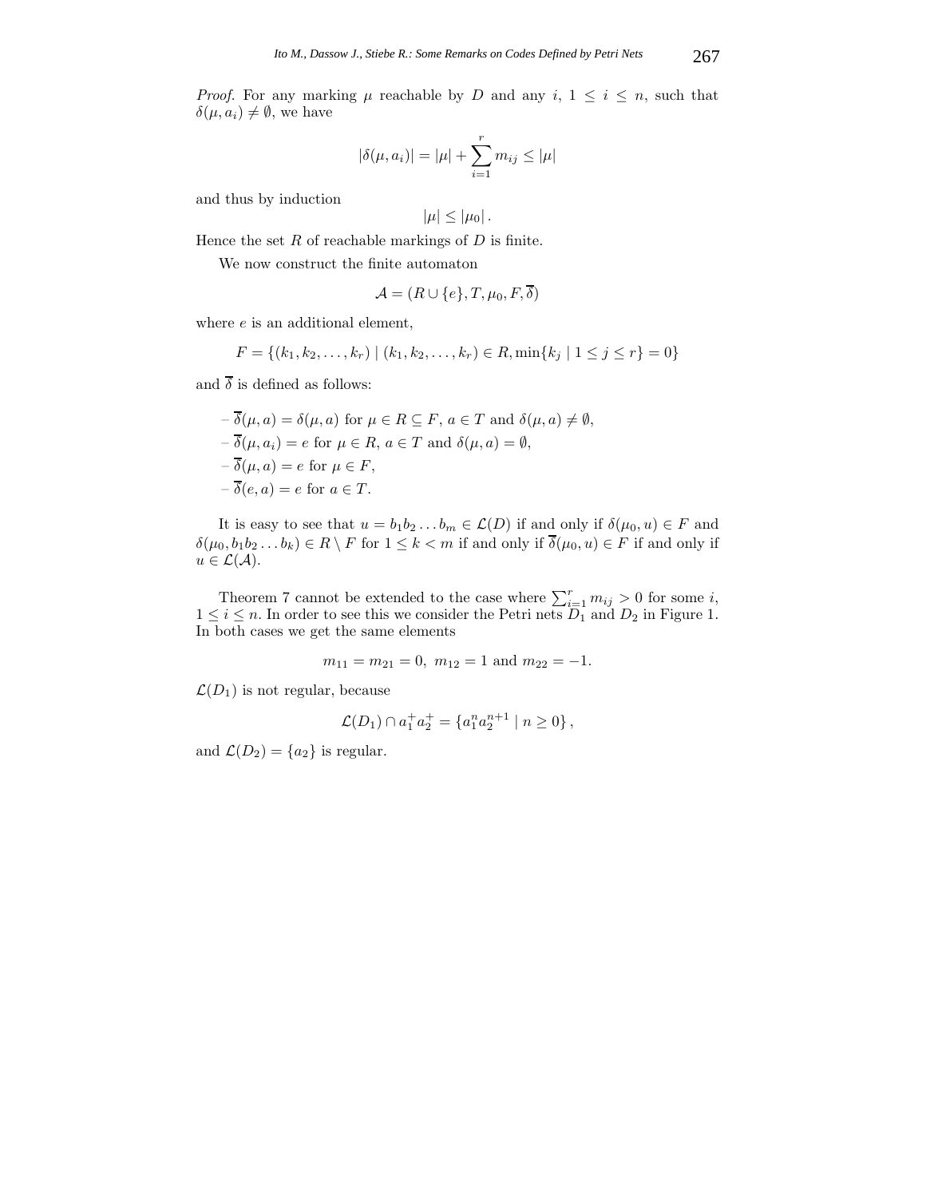*Proof.* For any marking $\mu$ reachable by $D$ and any $i$, $1 \leq i \leq n$, such that $\delta(\mu, a_i) \neq \emptyset$, we have

$$|\delta(\mu, a_i)| = |\mu| + \sum_{i=1}^{r} m_{ij} \leq |\mu|$$

and thus by induction

$$|\mu| \leq |\mu_0| \, .$$

Hence the set $R$ of reachable markings of $D$ is finite.

We now construct the finite automaton

$$\mathcal{A} = (R \cup \{e\}, T, \mu_0, F, \overline{\delta})$$

where $e$ is an additional element,

$$F = \{(k_1, k_2, \ldots, k_r) \mid (k_1, k_2, \ldots, k_r) \in R, \min\{k_j \mid 1 \leq j \leq r\} = 0\}$$

and $\overline{\delta}$ is defined as follows:

- $\overline{\delta}(\mu, a) = \delta(\mu, a)$ for $\mu \in R \subseteq F$, $a \in T$ and $\delta(\mu, a) \neq \emptyset$,
- $\overline{\delta}(\mu, a_i) = e$ for $\mu \in R$, $a \in T$ and $\delta(\mu, a) = \emptyset$,
- $\overline{\delta}(\mu, a) = e$ for $\mu \in F$,
- $\overline{\delta}(e, a) = e$ for $a \in T$.

It is easy to see that $u = b_1 b_2 \ldots b_m \in \mathcal{L}(D)$ if and only if $\delta(\mu_0, u) \in F$ and $\delta(\mu_0, b_1 b_2 \ldots b_k) \in R \setminus F$ for $1 \leq k < m$ if and only if $\overline{\delta}(\mu_0, u) \in F$ if and only if $u \in \mathcal{L}(\mathcal{A})$.

Theorem 7 cannot be extended to the case where $\sum_{i=1}^{r} m_{ij} > 0$ for some $i$, $1 \leq i \leq n$. In order to see this we consider the Petri nets $D_1$ and $D_2$ in Figure 1. In both cases we get the same elements

$$m_{11} = m_{21} = 0, \; m_{12} = 1 \text{ and } m_{22} = -1.$$

$\mathcal{L}(D_1)$ is not regular, because

$$\mathcal{L}(D_1) \cap a_1^+ a_2^+ = \{a_1^n a_2^{n+1} \mid n \geq 0\} \, ,$$

and $\mathcal{L}(D_2) = \{a_2\}$ is regular.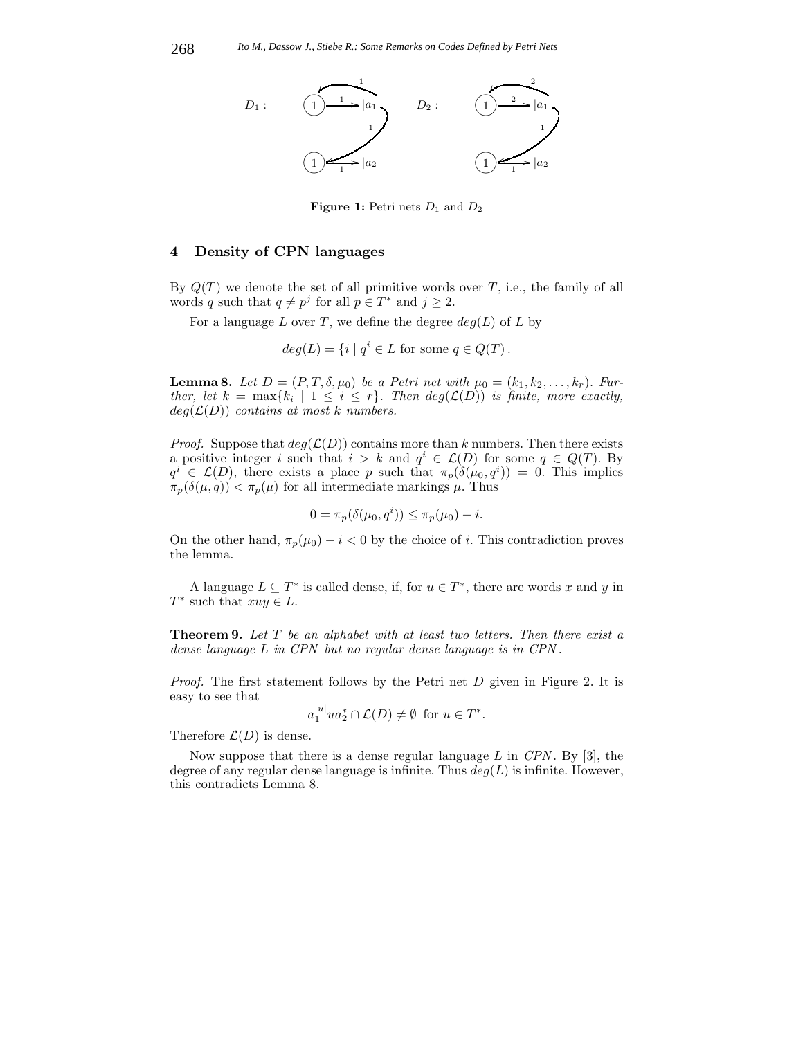$D_1$ :

1 —1→ $|a_1$

1

1

1 ←1— $|a_2$

$D_2$ :

1 —2→ $|a_1$

2

1

1 ←1— $|a_2$

**Figure 1:** Petri nets $D_1$ and $D_2$

## 4 Density of CPN languages

By $Q(T)$ we denote the set of all primitive words over $T$, i.e., the family of all words $q$ such that $q \neq p^j$ for all $p \in T^*$ and $j \geq 2$.

For a language $L$ over $T$, we define the degree $deg(L)$ of $L$ by

$$deg(L) = \{i \mid q^i \in L \text{ for some } q \in Q(T)\,.$$

**Lemma 8.** *Let $D = (P, T, \delta, \mu_0)$ be a Petri net with $\mu_0 = (k_1, k_2, \ldots, k_r)$. Further, let $k = \max\{k_i \mid 1 \leq i \leq r\}$. Then $deg(\mathcal{L}(D))$ is finite, more exactly, $deg(\mathcal{L}(D))$ contains at most $k$ numbers.*

*Proof.* Suppose that $deg(\mathcal{L}(D))$ contains more than $k$ numbers. Then there exists a positive integer $i$ such that $i > k$ and $q^i \in \mathcal{L}(D)$ for some $q \in Q(T)$. By $q^i \in \mathcal{L}(D)$, there exists a place $p$ such that $\pi_p(\delta(\mu_0, q^i)) = 0$. This implies $\pi_p(\delta(\mu, q)) < \pi_p(\mu)$ for all intermediate markings $\mu$. Thus

$$0 = \pi_p(\delta(\mu_0, q^i)) \leq \pi_p(\mu_0) - i.$$

On the other hand, $\pi_p(\mu_0) - i < 0$ by the choice of $i$. This contradiction proves the lemma.

A language $L \subseteq T^*$ is called dense, if, for $u \in T^*$, there are words $x$ and $y$ in $T^*$ such that $xuy \in L$.

**Theorem 9.** *Let $T$ be an alphabet with at least two letters. Then there exist a dense language $L$ in CPN but no regular dense language is in CPN.*

*Proof.* The first statement follows by the Petri net $D$ given in Figure 2. It is easy to see that

$$a_1^{|u|} u a_2^* \cap \mathcal{L}(D) \neq \emptyset \text{ for } u \in T^*.$$

Therefore $\mathcal{L}(D)$ is dense.

Now suppose that there is a dense regular language $L$ in *CPN*. By [3], the degree of any regular dense language is infinite. Thus $deg(L)$ is infinite. However, this contradicts Lemma 8.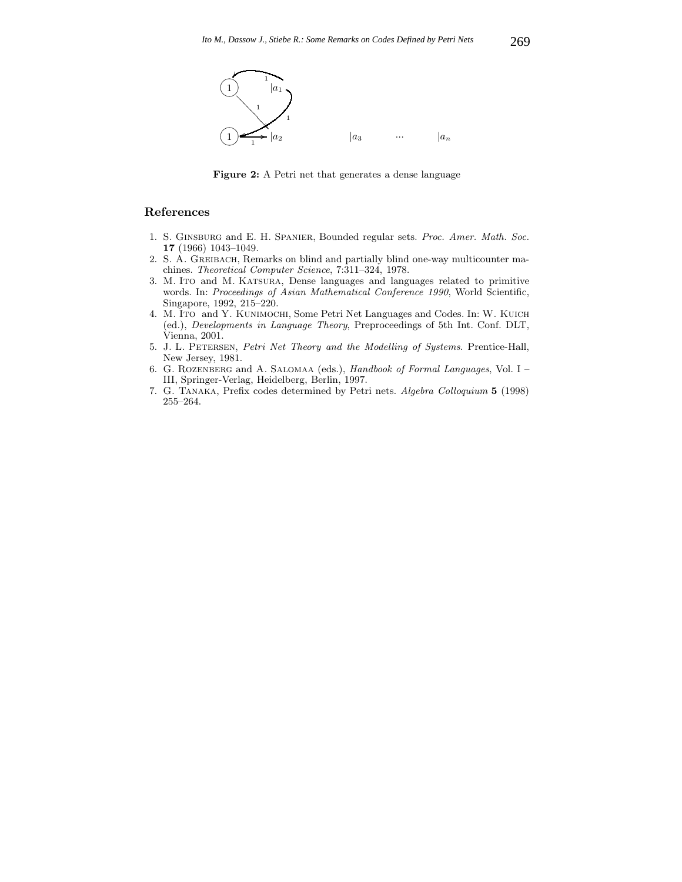1

$|a_1$

1

1

1

1

1

$|a_2$

$|a_3$

$\cdots$

$|a_n$

**Figure 2:** A Petri net that generates a dense language

## References

1. S. Ginsburg and E. H. Spanier, Bounded regular sets. *Proc. Amer. Math. Soc.* **17** (1966) 1043–1049.
2. S. A. Greibach, Remarks on blind and partially blind one-way multicounter machines. *Theoretical Computer Science*, 7:311–324, 1978.
3. M. Ito and M. Katsura, Dense languages and languages related to primitive words. In: *Proceedings of Asian Mathematical Conference 1990*, World Scientific, Singapore, 1992, 215–220.
4. M. Ito and Y. Kunimochi, Some Petri Net Languages and Codes. In: W. Kuich (ed.), *Developments in Language Theory*, Preproceedings of 5th Int. Conf. DLT, Vienna, 2001.
5. J. L. Petersen, *Petri Net Theory and the Modelling of Systems*. Prentice-Hall, New Jersey, 1981.
6. G. Rozenberg and A. Salomaa (eds.), *Handbook of Formal Languages*, Vol. I – III, Springer-Verlag, Heidelberg, Berlin, 1997.
7. G. Tanaka, Prefix codes determined by Petri nets. *Algebra Colloquium* **5** (1998) 255–264.